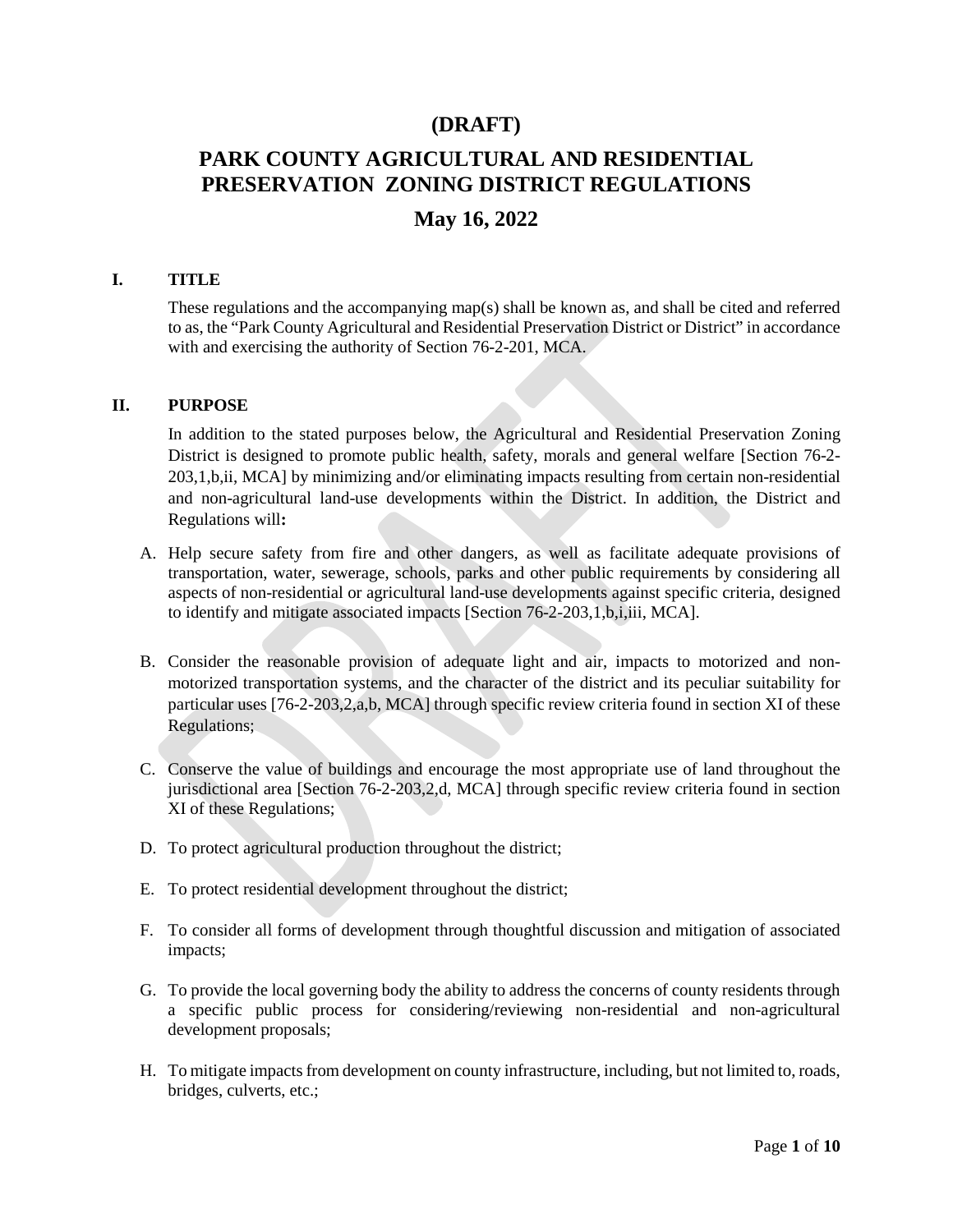# (DRAFT)

# PARK COUNTY AGRICULTURAL AND RESIDENTIAL PRESERVATION ZONING DISTRICT REGULATIONS

## May 16, 2022

### I. TITLE

These regulations and the accompanying map(s) shall be known as, and shall be cited and referred to as, the "Park County Agricultural and Residential Preservation District or District" in accordance with and exercising the authority of Section 76-2-201, MCA.

### II. PURPOSE

In addition to the stated purposes below, the Agricultural and Residential Preservation Zoning District is designed to promote public health, safety, morals and general welfare [Section 76-2-203,1,b,ii, MCA] by minimizing and/or eliminating impacts resulting from certain non-residential and non-agricultural land-use developments within the District. In addition, the District and Regulations will**:**

A. Help secure safety from fire and other dangers, as well as facilitate adequate provisions of transportation, water, sewerage, schools, parks and other public requirements by considering all aspects of non-residential or agricultural land-use developments against specific criteria, designed to identify and mitigate associated impacts [Section 76-2-203,1,b,i,iii, MCA].

B. Consider the reasonable provision of adequate light and air, impacts to motorized and non-motorized transportation systems, and the character of the district and its peculiar suitability for particular uses [76-2-203,2,a,b, MCA] through specific review criteria found in section XI of these Regulations;

C. Conserve the value of buildings and encourage the most appropriate use of land throughout the jurisdictional area [Section 76-2-203,2,d, MCA] through specific review criteria found in section XI of these Regulations;

D. To protect agricultural production throughout the district;

E. To protect residential development throughout the district;

F. To consider all forms of development through thoughtful discussion and mitigation of associated impacts;

G. To provide the local governing body the ability to address the concerns of county residents through a specific public process for considering/reviewing non-residential and non-agricultural development proposals;

H. To mitigate impacts from development on county infrastructure, including, but not limited to, roads, bridges, culverts, etc.;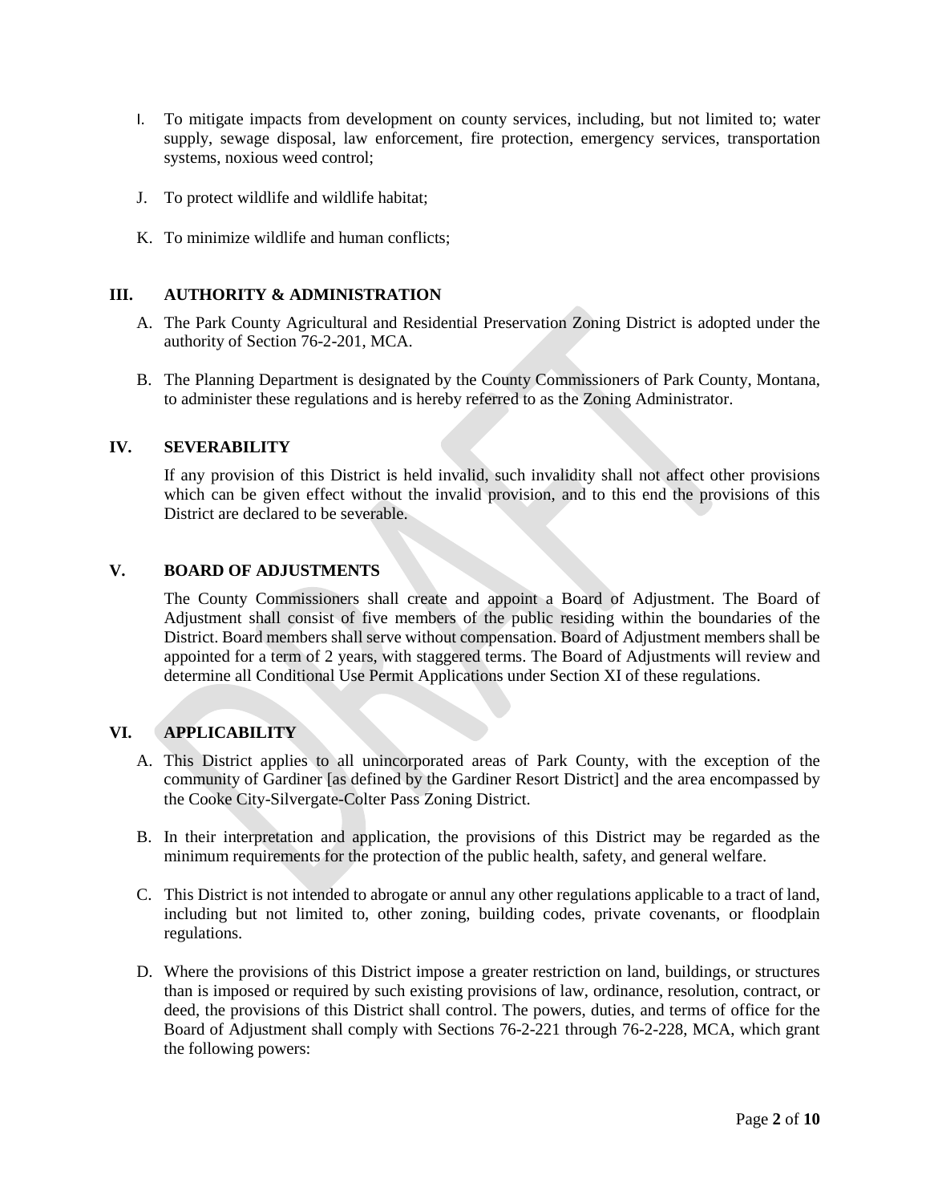I. To mitigate impacts from development on county services, including, but not limited to; water supply, sewage disposal, law enforcement, fire protection, emergency services, transportation systems, noxious weed control;

J. To protect wildlife and wildlife habitat;

K. To minimize wildlife and human conflicts;

## III. AUTHORITY & ADMINISTRATION

A. The Park County Agricultural and Residential Preservation Zoning District is adopted under the authority of Section 76-2-201, MCA.

B. The Planning Department is designated by the County Commissioners of Park County, Montana, to administer these regulations and is hereby referred to as the Zoning Administrator.

## IV. SEVERABILITY

If any provision of this District is held invalid, such invalidity shall not affect other provisions which can be given effect without the invalid provision, and to this end the provisions of this District are declared to be severable.

## V. BOARD OF ADJUSTMENTS

The County Commissioners shall create and appoint a Board of Adjustment. The Board of Adjustment shall consist of five members of the public residing within the boundaries of the District. Board members shall serve without compensation. Board of Adjustment members shall be appointed for a term of 2 years, with staggered terms. The Board of Adjustments will review and determine all Conditional Use Permit Applications under Section XI of these regulations.

## VI. APPLICABILITY

A. This District applies to all unincorporated areas of Park County, with the exception of the community of Gardiner [as defined by the Gardiner Resort District] and the area encompassed by the Cooke City-Silvergate-Colter Pass Zoning District.

B. In their interpretation and application, the provisions of this District may be regarded as the minimum requirements for the protection of the public health, safety, and general welfare.

C. This District is not intended to abrogate or annul any other regulations applicable to a tract of land, including but not limited to, other zoning, building codes, private covenants, or floodplain regulations.

D. Where the provisions of this District impose a greater restriction on land, buildings, or structures than is imposed or required by such existing provisions of law, ordinance, resolution, contract, or deed, the provisions of this District shall control. The powers, duties, and terms of office for the Board of Adjustment shall comply with Sections 76-2-221 through 76-2-228, MCA, which grant the following powers: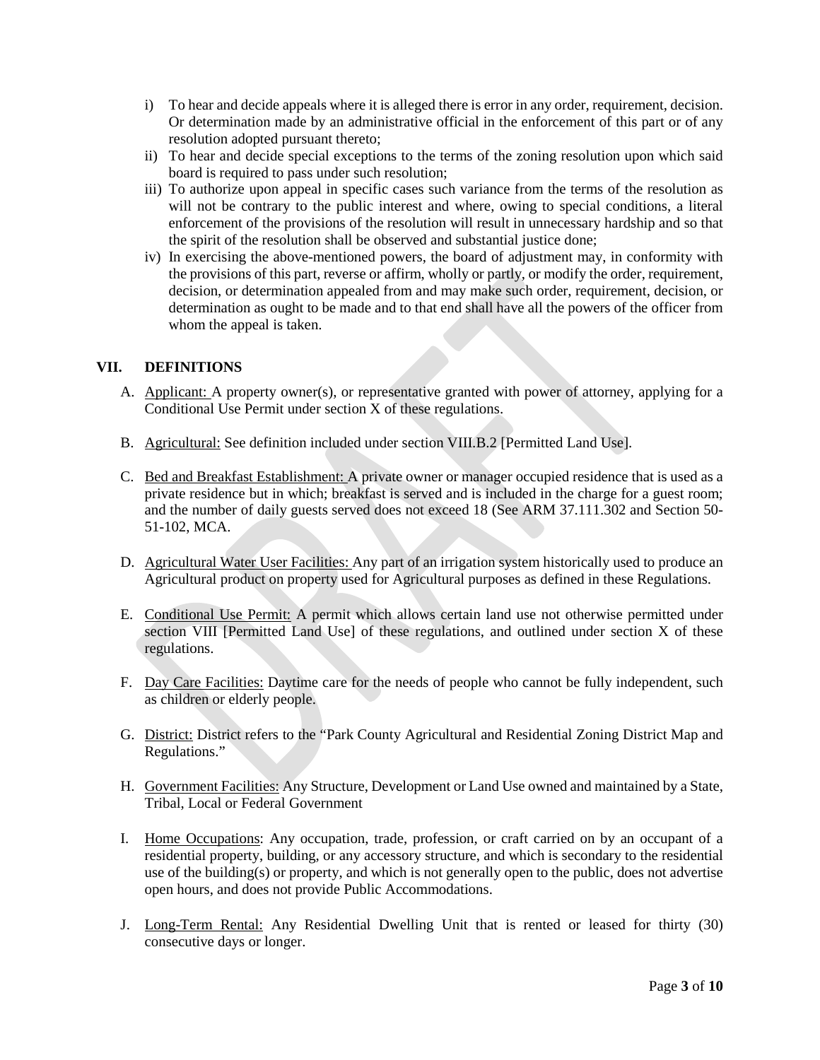i) To hear and decide appeals where it is alleged there is error in any order, requirement, decision. Or determination made by an administrative official in the enforcement of this part or of any resolution adopted pursuant thereto;
ii) To hear and decide special exceptions to the terms of the zoning resolution upon which said board is required to pass under such resolution;
iii) To authorize upon appeal in specific cases such variance from the terms of the resolution as will not be contrary to the public interest and where, owing to special conditions, a literal enforcement of the provisions of the resolution will result in unnecessary hardship and so that the spirit of the resolution shall be observed and substantial justice done;
iv) In exercising the above-mentioned powers, the board of adjustment may, in conformity with the provisions of this part, reverse or affirm, wholly or partly, or modify the order, requirement, decision, or determination appealed from and may make such order, requirement, decision, or determination as ought to be made and to that end shall have all the powers of the officer from whom the appeal is taken.

## VII. DEFINITIONS

A. Applicant: A property owner(s), or representative granted with power of attorney, applying for a Conditional Use Permit under section X of these regulations.

B. Agricultural: See definition included under section VIII.B.2 [Permitted Land Use].

C. Bed and Breakfast Establishment: A private owner or manager occupied residence that is used as a private residence but in which; breakfast is served and is included in the charge for a guest room; and the number of daily guests served does not exceed 18 (See ARM 37.111.302 and Section 50-51-102, MCA.

D. Agricultural Water User Facilities: Any part of an irrigation system historically used to produce an Agricultural product on property used for Agricultural purposes as defined in these Regulations.

E. Conditional Use Permit: A permit which allows certain land use not otherwise permitted under section VIII [Permitted Land Use] of these regulations, and outlined under section X of these regulations.

F. Day Care Facilities: Daytime care for the needs of people who cannot be fully independent, such as children or elderly people.

G. District: District refers to the "Park County Agricultural and Residential Zoning District Map and Regulations."

H. Government Facilities: Any Structure, Development or Land Use owned and maintained by a State, Tribal, Local or Federal Government

I. Home Occupations: Any occupation, trade, profession, or craft carried on by an occupant of a residential property, building, or any accessory structure, and which is secondary to the residential use of the building(s) or property, and which is not generally open to the public, does not advertise open hours, and does not provide Public Accommodations.

J. Long-Term Rental: Any Residential Dwelling Unit that is rented or leased for thirty (30) consecutive days or longer.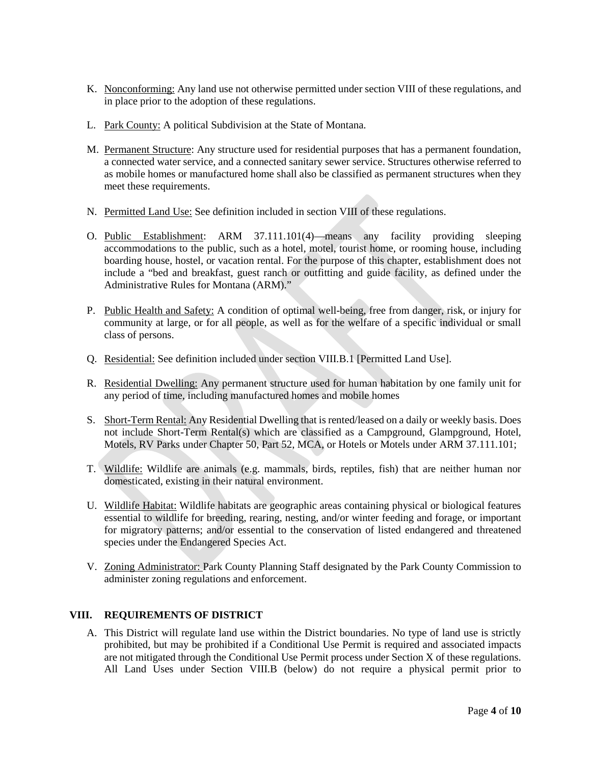K. Nonconforming: Any land use not otherwise permitted under section VIII of these regulations, and in place prior to the adoption of these regulations.

L. Park County: A political Subdivision at the State of Montana.

M. Permanent Structure: Any structure used for residential purposes that has a permanent foundation, a connected water service, and a connected sanitary sewer service. Structures otherwise referred to as mobile homes or manufactured home shall also be classified as permanent structures when they meet these requirements.

N. Permitted Land Use: See definition included in section VIII of these regulations.

O. Public Establishment: ARM 37.111.101(4)—means any facility providing sleeping accommodations to the public, such as a hotel, motel, tourist home, or rooming house, including boarding house, hostel, or vacation rental. For the purpose of this chapter, establishment does not include a "bed and breakfast, guest ranch or outfitting and guide facility, as defined under the Administrative Rules for Montana (ARM)."

P. Public Health and Safety: A condition of optimal well-being, free from danger, risk, or injury for community at large, or for all people, as well as for the welfare of a specific individual or small class of persons.

Q. Residential: See definition included under section VIII.B.1 [Permitted Land Use].

R. Residential Dwelling: Any permanent structure used for human habitation by one family unit for any period of time, including manufactured homes and mobile homes

S. Short-Term Rental: Any Residential Dwelling that is rented/leased on a daily or weekly basis. Does not include Short-Term Rental(s) which are classified as a Campground, Glampground, Hotel, Motels, RV Parks under Chapter 50, Part 52, MCA, or Hotels or Motels under ARM 37.111.101;

T. Wildlife: Wildlife are animals (e.g. mammals, birds, reptiles, fish) that are neither human nor domesticated, existing in their natural environment.

U. Wildlife Habitat: Wildlife habitats are geographic areas containing physical or biological features essential to wildlife for breeding, rearing, nesting, and/or winter feeding and forage, or important for migratory patterns; and/or essential to the conservation of listed endangered and threatened species under the Endangered Species Act.

V. Zoning Administrator: Park County Planning Staff designated by the Park County Commission to administer zoning regulations and enforcement.

## VIII. REQUIREMENTS OF DISTRICT

A. This District will regulate land use within the District boundaries. No type of land use is strictly prohibited, but may be prohibited if a Conditional Use Permit is required and associated impacts are not mitigated through the Conditional Use Permit process under Section X of these regulations. All Land Uses under Section VIII.B (below) do not require a physical permit prior to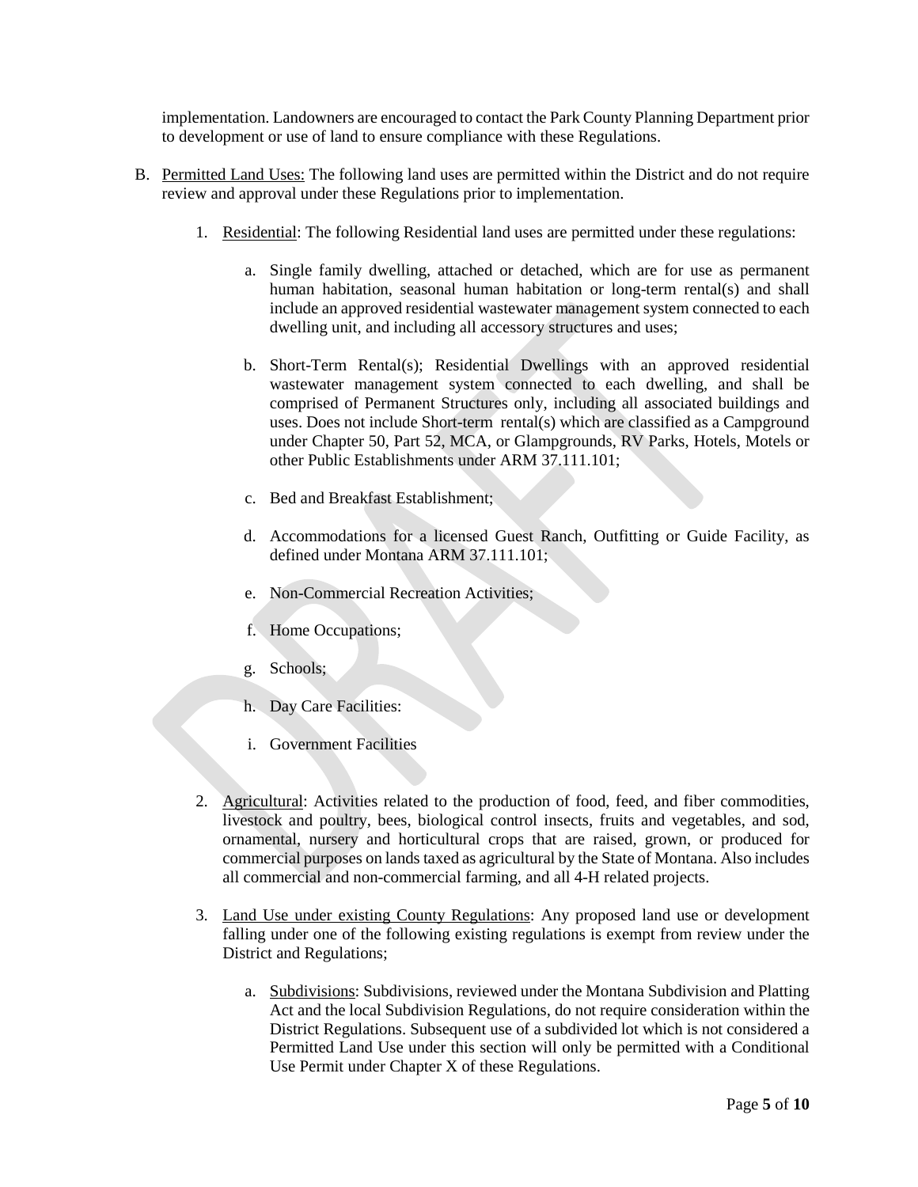implementation. Landowners are encouraged to contact the Park County Planning Department prior to development or use of land to ensure compliance with these Regulations.

B. <u>Permitted Land Uses:</u> The following land uses are permitted within the District and do not require review and approval under these Regulations prior to implementation.

   1. <u>Residential</u>: The following Residential land uses are permitted under these regulations:

      a. Single family dwelling, attached or detached, which are for use as permanent human habitation, seasonal human habitation or long-term rental(s) and shall include an approved residential wastewater management system connected to each dwelling unit, and including all accessory structures and uses;

      b. Short-Term Rental(s); Residential Dwellings with an approved residential wastewater management system connected to each dwelling, and shall be comprised of Permanent Structures only, including all associated buildings and uses. Does not include Short-term rental(s) which are classified as a Campground under Chapter 50, Part 52, MCA, or Glampgrounds, RV Parks, Hotels, Motels or other Public Establishments under ARM 37.111.101;

      c. Bed and Breakfast Establishment;

      d. Accommodations for a licensed Guest Ranch, Outfitting or Guide Facility, as defined under Montana ARM 37.111.101;

      e. Non-Commercial Recreation Activities;

      f. Home Occupations;

      g. Schools;

      h. Day Care Facilities:

      i. Government Facilities

   2. <u>Agricultural</u>: Activities related to the production of food, feed, and fiber commodities, livestock and poultry, bees, biological control insects, fruits and vegetables, and sod, ornamental, nursery and horticultural crops that are raised, grown, or produced for commercial purposes on lands taxed as agricultural by the State of Montana. Also includes all commercial and non-commercial farming, and all 4-H related projects.

   3. <u>Land Use under existing County Regulations</u>: Any proposed land use or development falling under one of the following existing regulations is exempt from review under the District and Regulations;

      a. <u>Subdivisions</u>: Subdivisions, reviewed under the Montana Subdivision and Platting Act and the local Subdivision Regulations, do not require consideration within the District Regulations. Subsequent use of a subdivided lot which is not considered a Permitted Land Use under this section will only be permitted with a Conditional Use Permit under Chapter X of these Regulations.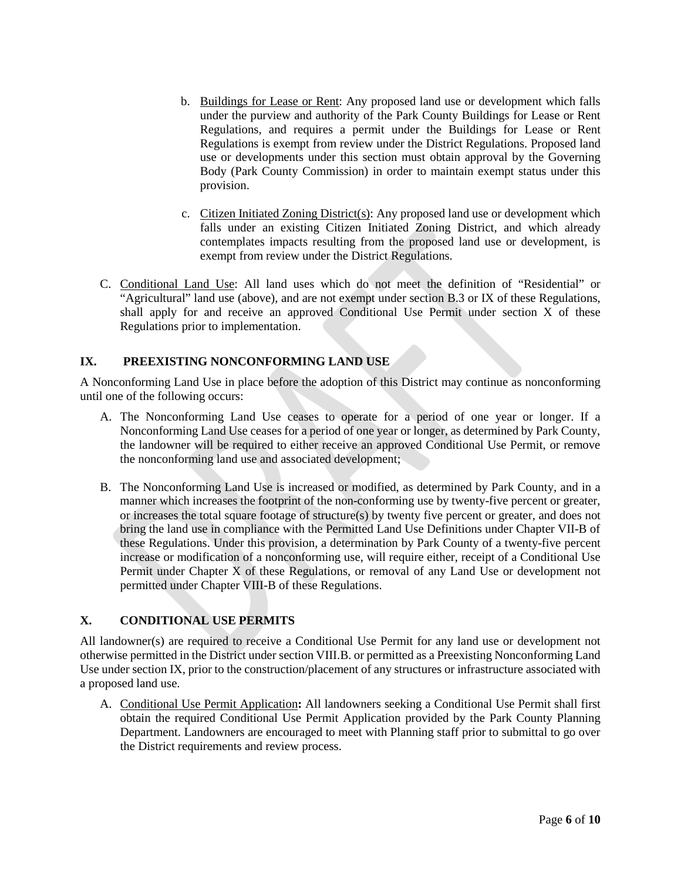b. Buildings for Lease or Rent: Any proposed land use or development which falls under the purview and authority of the Park County Buildings for Lease or Rent Regulations, and requires a permit under the Buildings for Lease or Rent Regulations is exempt from review under the District Regulations. Proposed land use or developments under this section must obtain approval by the Governing Body (Park County Commission) in order to maintain exempt status under this provision.

c. Citizen Initiated Zoning District(s): Any proposed land use or development which falls under an existing Citizen Initiated Zoning District, and which already contemplates impacts resulting from the proposed land use or development, is exempt from review under the District Regulations.

C. Conditional Land Use: All land uses which do not meet the definition of "Residential" or "Agricultural" land use (above), and are not exempt under section B.3 or IX of these Regulations, shall apply for and receive an approved Conditional Use Permit under section X of these Regulations prior to implementation.

## IX. PREEXISTING NONCONFORMING LAND USE

A Nonconforming Land Use in place before the adoption of this District may continue as nonconforming until one of the following occurs:

A. The Nonconforming Land Use ceases to operate for a period of one year or longer. If a Nonconforming Land Use ceases for a period of one year or longer, as determined by Park County, the landowner will be required to either receive an approved Conditional Use Permit, or remove the nonconforming land use and associated development;

B. The Nonconforming Land Use is increased or modified, as determined by Park County, and in a manner which increases the footprint of the non-conforming use by twenty-five percent or greater, or increases the total square footage of structure(s) by twenty five percent or greater, and does not bring the land use in compliance with the Permitted Land Use Definitions under Chapter VII-B of these Regulations. Under this provision, a determination by Park County of a twenty-five percent increase or modification of a nonconforming use, will require either, receipt of a Conditional Use Permit under Chapter X of these Regulations, or removal of any Land Use or development not permitted under Chapter VIII-B of these Regulations.

## X. CONDITIONAL USE PERMITS

All landowner(s) are required to receive a Conditional Use Permit for any land use or development not otherwise permitted in the District under section VIII.B. or permitted as a Preexisting Nonconforming Land Use under section IX, prior to the construction/placement of any structures or infrastructure associated with a proposed land use.

A. Conditional Use Permit Application**:** All landowners seeking a Conditional Use Permit shall first obtain the required Conditional Use Permit Application provided by the Park County Planning Department. Landowners are encouraged to meet with Planning staff prior to submittal to go over the District requirements and review process.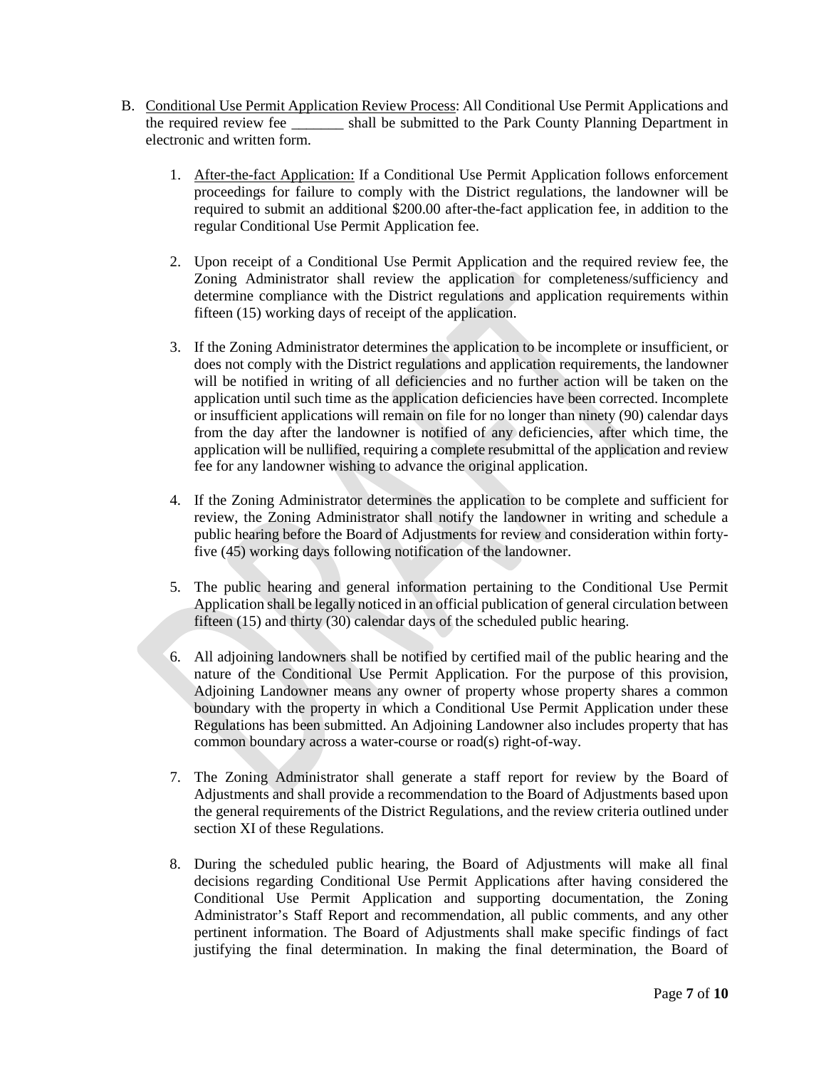B. <u>Conditional Use Permit Application Review Process</u>: All Conditional Use Permit Applications and the required review fee _______ shall be submitted to the Park County Planning Department in electronic and written form.

1. <u>After-the-fact Application:</u> If a Conditional Use Permit Application follows enforcement proceedings for failure to comply with the District regulations, the landowner will be required to submit an additional $200.00 after-the-fact application fee, in addition to the regular Conditional Use Permit Application fee.

2. Upon receipt of a Conditional Use Permit Application and the required review fee, the Zoning Administrator shall review the application for completeness/sufficiency and determine compliance with the District regulations and application requirements within fifteen (15) working days of receipt of the application.

3. If the Zoning Administrator determines the application to be incomplete or insufficient, or does not comply with the District regulations and application requirements, the landowner will be notified in writing of all deficiencies and no further action will be taken on the application until such time as the application deficiencies have been corrected. Incomplete or insufficient applications will remain on file for no longer than ninety (90) calendar days from the day after the landowner is notified of any deficiencies, after which time, the application will be nullified, requiring a complete resubmittal of the application and review fee for any landowner wishing to advance the original application.

4. If the Zoning Administrator determines the application to be complete and sufficient for review, the Zoning Administrator shall notify the landowner in writing and schedule a public hearing before the Board of Adjustments for review and consideration within forty-five (45) working days following notification of the landowner.

5. The public hearing and general information pertaining to the Conditional Use Permit Application shall be legally noticed in an official publication of general circulation between fifteen (15) and thirty (30) calendar days of the scheduled public hearing.

6. All adjoining landowners shall be notified by certified mail of the public hearing and the nature of the Conditional Use Permit Application. For the purpose of this provision, Adjoining Landowner means any owner of property whose property shares a common boundary with the property in which a Conditional Use Permit Application under these Regulations has been submitted. An Adjoining Landowner also includes property that has common boundary across a water-course or road(s) right-of-way.

7. The Zoning Administrator shall generate a staff report for review by the Board of Adjustments and shall provide a recommendation to the Board of Adjustments based upon the general requirements of the District Regulations, and the review criteria outlined under section XI of these Regulations.

8. During the scheduled public hearing, the Board of Adjustments will make all final decisions regarding Conditional Use Permit Applications after having considered the Conditional Use Permit Application and supporting documentation, the Zoning Administrator's Staff Report and recommendation, all public comments, and any other pertinent information. The Board of Adjustments shall make specific findings of fact justifying the final determination. In making the final determination, the Board of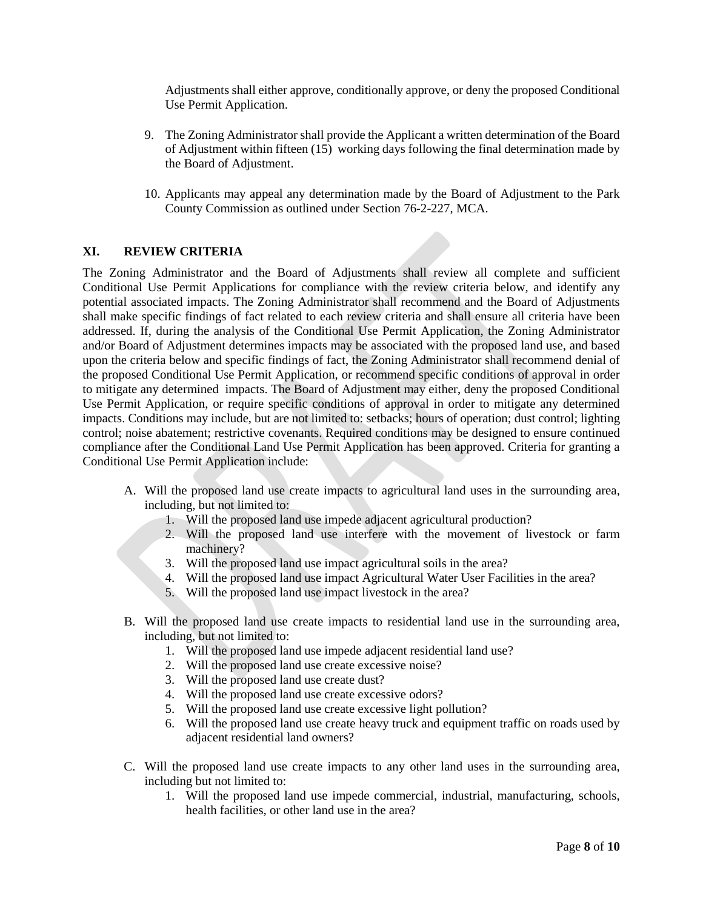Adjustments shall either approve, conditionally approve, or deny the proposed Conditional Use Permit Application.

9. The Zoning Administrator shall provide the Applicant a written determination of the Board of Adjustment within fifteen (15) working days following the final determination made by the Board of Adjustment.

10. Applicants may appeal any determination made by the Board of Adjustment to the Park County Commission as outlined under Section 76-2-227, MCA.

## XI. REVIEW CRITERIA

The Zoning Administrator and the Board of Adjustments shall review all complete and sufficient Conditional Use Permit Applications for compliance with the review criteria below, and identify any potential associated impacts. The Zoning Administrator shall recommend and the Board of Adjustments shall make specific findings of fact related to each review criteria and shall ensure all criteria have been addressed. If, during the analysis of the Conditional Use Permit Application, the Zoning Administrator and/or Board of Adjustment determines impacts may be associated with the proposed land use, and based upon the criteria below and specific findings of fact, the Zoning Administrator shall recommend denial of the proposed Conditional Use Permit Application, or recommend specific conditions of approval in order to mitigate any determined impacts. The Board of Adjustment may either, deny the proposed Conditional Use Permit Application, or require specific conditions of approval in order to mitigate any determined impacts. Conditions may include, but are not limited to: setbacks; hours of operation; dust control; lighting control; noise abatement; restrictive covenants. Required conditions may be designed to ensure continued compliance after the Conditional Land Use Permit Application has been approved. Criteria for granting a Conditional Use Permit Application include:

A. Will the proposed land use create impacts to agricultural land uses in the surrounding area, including, but not limited to:
   1. Will the proposed land use impede adjacent agricultural production?
   2. Will the proposed land use interfere with the movement of livestock or farm machinery?
   3. Will the proposed land use impact agricultural soils in the area?
   4. Will the proposed land use impact Agricultural Water User Facilities in the area?
   5. Will the proposed land use impact livestock in the area?

B. Will the proposed land use create impacts to residential land use in the surrounding area, including, but not limited to:
   1. Will the proposed land use impede adjacent residential land use?
   2. Will the proposed land use create excessive noise?
   3. Will the proposed land use create dust?
   4. Will the proposed land use create excessive odors?
   5. Will the proposed land use create excessive light pollution?
   6. Will the proposed land use create heavy truck and equipment traffic on roads used by adjacent residential land owners?

C. Will the proposed land use create impacts to any other land uses in the surrounding area, including but not limited to:
   1. Will the proposed land use impede commercial, industrial, manufacturing, schools, health facilities, or other land use in the area?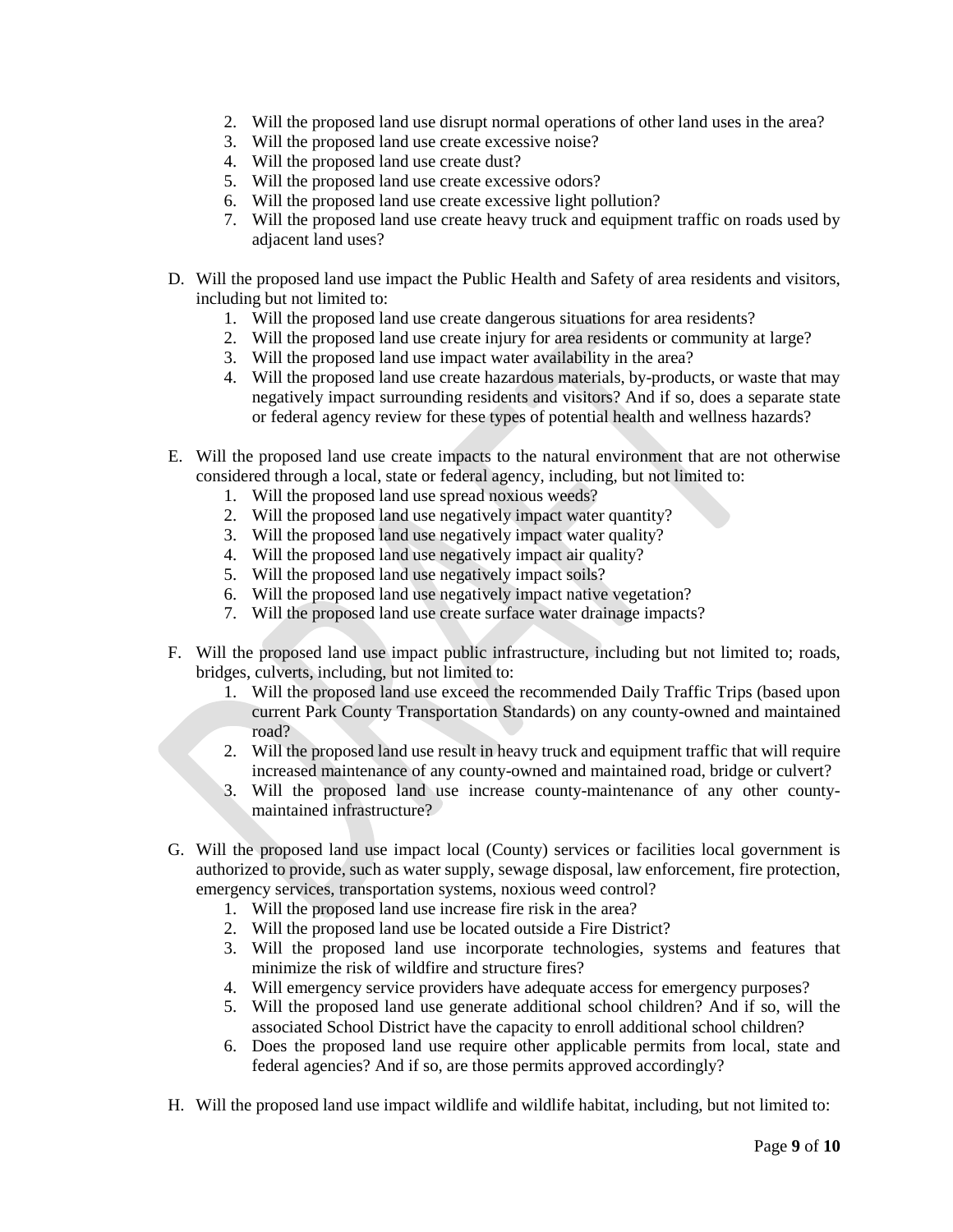2. Will the proposed land use disrupt normal operations of other land uses in the area?
3. Will the proposed land use create excessive noise?
4. Will the proposed land use create dust?
5. Will the proposed land use create excessive odors?
6. Will the proposed land use create excessive light pollution?
7. Will the proposed land use create heavy truck and equipment traffic on roads used by adjacent land uses?

D. Will the proposed land use impact the Public Health and Safety of area residents and visitors, including but not limited to:
   1. Will the proposed land use create dangerous situations for area residents?
   2. Will the proposed land use create injury for area residents or community at large?
   3. Will the proposed land use impact water availability in the area?
   4. Will the proposed land use create hazardous materials, by-products, or waste that may negatively impact surrounding residents and visitors? And if so, does a separate state or federal agency review for these types of potential health and wellness hazards?

E. Will the proposed land use create impacts to the natural environment that are not otherwise considered through a local, state or federal agency, including, but not limited to:
   1. Will the proposed land use spread noxious weeds?
   2. Will the proposed land use negatively impact water quantity?
   3. Will the proposed land use negatively impact water quality?
   4. Will the proposed land use negatively impact air quality?
   5. Will the proposed land use negatively impact soils?
   6. Will the proposed land use negatively impact native vegetation?
   7. Will the proposed land use create surface water drainage impacts?

F. Will the proposed land use impact public infrastructure, including but not limited to; roads, bridges, culverts, including, but not limited to:
   1. Will the proposed land use exceed the recommended Daily Traffic Trips (based upon current Park County Transportation Standards) on any county-owned and maintained road?
   2. Will the proposed land use result in heavy truck and equipment traffic that will require increased maintenance of any county-owned and maintained road, bridge or culvert?
   3. Will the proposed land use increase county-maintenance of any other county-maintained infrastructure?

G. Will the proposed land use impact local (County) services or facilities local government is authorized to provide, such as water supply, sewage disposal, law enforcement, fire protection, emergency services, transportation systems, noxious weed control?
   1. Will the proposed land use increase fire risk in the area?
   2. Will the proposed land use be located outside a Fire District?
   3. Will the proposed land use incorporate technologies, systems and features that minimize the risk of wildfire and structure fires?
   4. Will emergency service providers have adequate access for emergency purposes?
   5. Will the proposed land use generate additional school children? And if so, will the associated School District have the capacity to enroll additional school children?
   6. Does the proposed land use require other applicable permits from local, state and federal agencies? And if so, are those permits approved accordingly?

H. Will the proposed land use impact wildlife and wildlife habitat, including, but not limited to: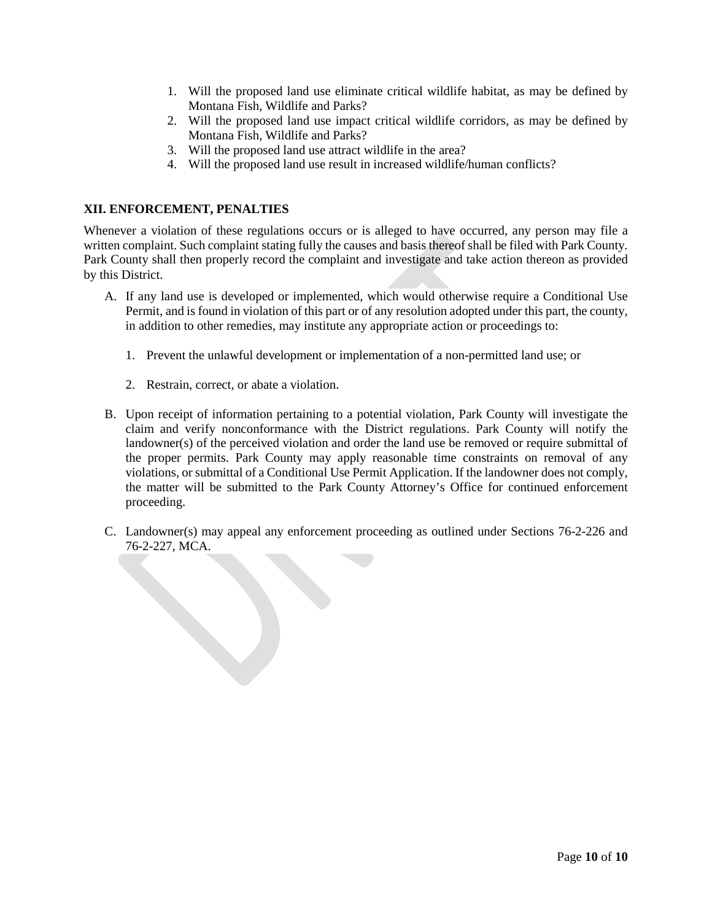1. Will the proposed land use eliminate critical wildlife habitat, as may be defined by Montana Fish, Wildlife and Parks?
2. Will the proposed land use impact critical wildlife corridors, as may be defined by Montana Fish, Wildlife and Parks?
3. Will the proposed land use attract wildlife in the area?
4. Will the proposed land use result in increased wildlife/human conflicts?

## XII. ENFORCEMENT, PENALTIES

Whenever a violation of these regulations occurs or is alleged to have occurred, any person may file a written complaint. Such complaint stating fully the causes and basis thereof shall be filed with Park County. Park County shall then properly record the complaint and investigate and take action thereon as provided by this District.

A. If any land use is developed or implemented, which would otherwise require a Conditional Use Permit, and is found in violation of this part or of any resolution adopted under this part, the county, in addition to other remedies, may institute any appropriate action or proceedings to:

   1. Prevent the unlawful development or implementation of a non-permitted land use; or

   2. Restrain, correct, or abate a violation.

B. Upon receipt of information pertaining to a potential violation, Park County will investigate the claim and verify nonconformance with the District regulations. Park County will notify the landowner(s) of the perceived violation and order the land use be removed or require submittal of the proper permits. Park County may apply reasonable time constraints on removal of any violations, or submittal of a Conditional Use Permit Application. If the landowner does not comply, the matter will be submitted to the Park County Attorney's Office for continued enforcement proceeding.

C. Landowner(s) may appeal any enforcement proceeding as outlined under Sections 76-2-226 and 76-2-227, MCA.